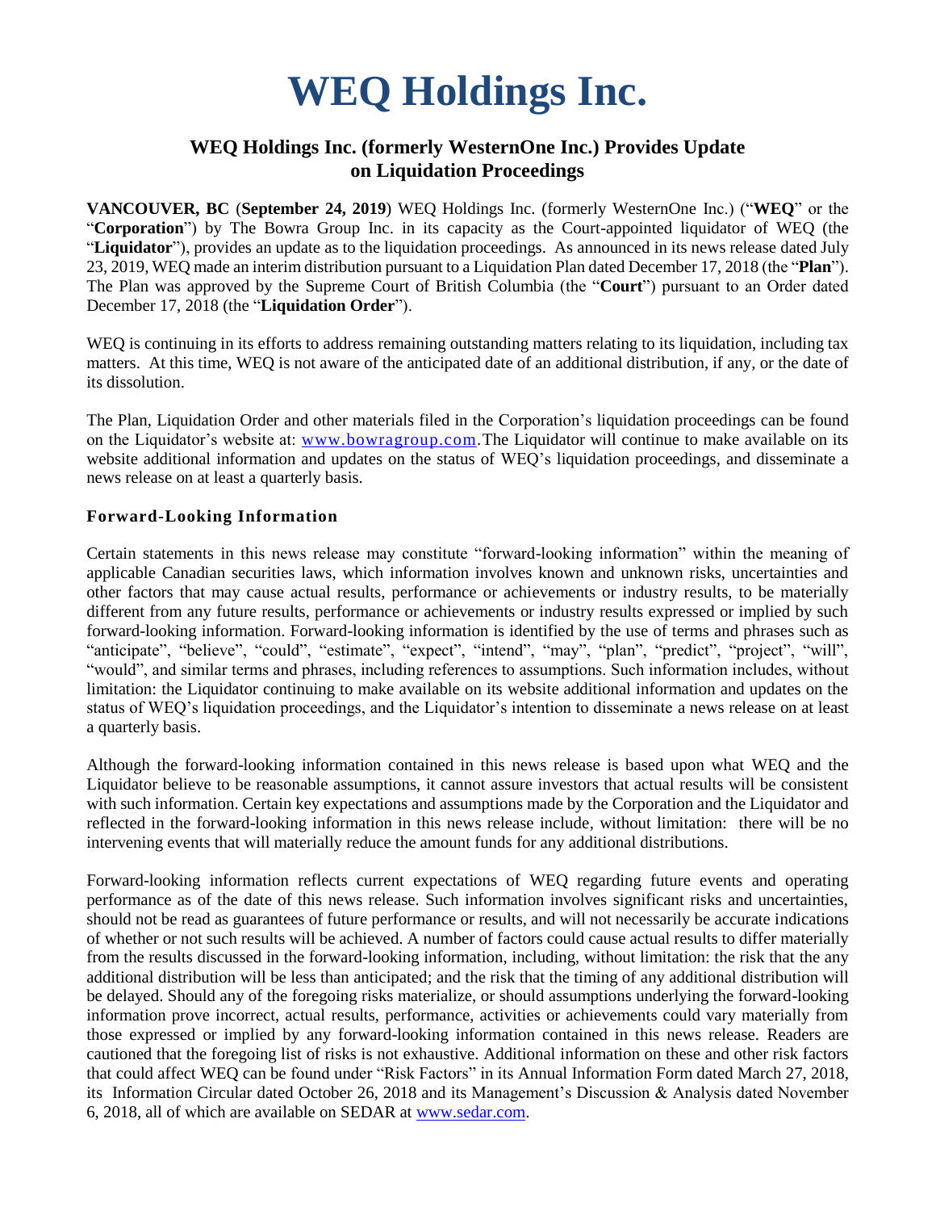# WEQ Holdings Inc.

## WEQ Holdings Inc. (formerly WesternOne Inc.) Provides Update on Liquidation Proceedings

**VANCOUVER, BC** (**September 24, 2019**) WEQ Holdings Inc. (formerly WesternOne Inc.) ("**WEQ**" or the "**Corporation**") by The Bowra Group Inc. in its capacity as the Court-appointed liquidator of WEQ (the "**Liquidator**"), provides an update as to the liquidation proceedings. As announced in its news release dated July 23, 2019, WEQ made an interim distribution pursuant to a Liquidation Plan dated December 17, 2018 (the "**Plan**"). The Plan was approved by the Supreme Court of British Columbia (the "**Court**") pursuant to an Order dated December 17, 2018 (the "**Liquidation Order**").

WEQ is continuing in its efforts to address remaining outstanding matters relating to its liquidation, including tax matters. At this time, WEQ is not aware of the anticipated date of an additional distribution, if any, or the date of its dissolution.

The Plan, Liquidation Order and other materials filed in the Corporation's liquidation proceedings can be found on the Liquidator's website at: www.bowragroup.com.The Liquidator will continue to make available on its website additional information and updates on the status of WEQ's liquidation proceedings, and disseminate a news release on at least a quarterly basis.

### Forward-Looking Information

Certain statements in this news release may constitute "forward-looking information" within the meaning of applicable Canadian securities laws, which information involves known and unknown risks, uncertainties and other factors that may cause actual results, performance or achievements or industry results, to be materially different from any future results, performance or achievements or industry results expressed or implied by such forward-looking information. Forward-looking information is identified by the use of terms and phrases such as "anticipate", "believe", "could", "estimate", "expect", "intend", "may", "plan", "predict", "project", "will", "would", and similar terms and phrases, including references to assumptions. Such information includes, without limitation: the Liquidator continuing to make available on its website additional information and updates on the status of WEQ's liquidation proceedings, and the Liquidator's intention to disseminate a news release on at least a quarterly basis.

Although the forward-looking information contained in this news release is based upon what WEQ and the Liquidator believe to be reasonable assumptions, it cannot assure investors that actual results will be consistent with such information. Certain key expectations and assumptions made by the Corporation and the Liquidator and reflected in the forward-looking information in this news release include, without limitation: there will be no intervening events that will materially reduce the amount funds for any additional distributions.

Forward-looking information reflects current expectations of WEQ regarding future events and operating performance as of the date of this news release. Such information involves significant risks and uncertainties, should not be read as guarantees of future performance or results, and will not necessarily be accurate indications of whether or not such results will be achieved. A number of factors could cause actual results to differ materially from the results discussed in the forward-looking information, including, without limitation: the risk that the any additional distribution will be less than anticipated; and the risk that the timing of any additional distribution will be delayed. Should any of the foregoing risks materialize, or should assumptions underlying the forward-looking information prove incorrect, actual results, performance, activities or achievements could vary materially from those expressed or implied by any forward-looking information contained in this news release. Readers are cautioned that the foregoing list of risks is not exhaustive. Additional information on these and other risk factors that could affect WEQ can be found under "Risk Factors" in its Annual Information Form dated March 27, 2018, its Information Circular dated October 26, 2018 and its Management's Discussion & Analysis dated November 6, 2018, all of which are available on SEDAR at www.sedar.com.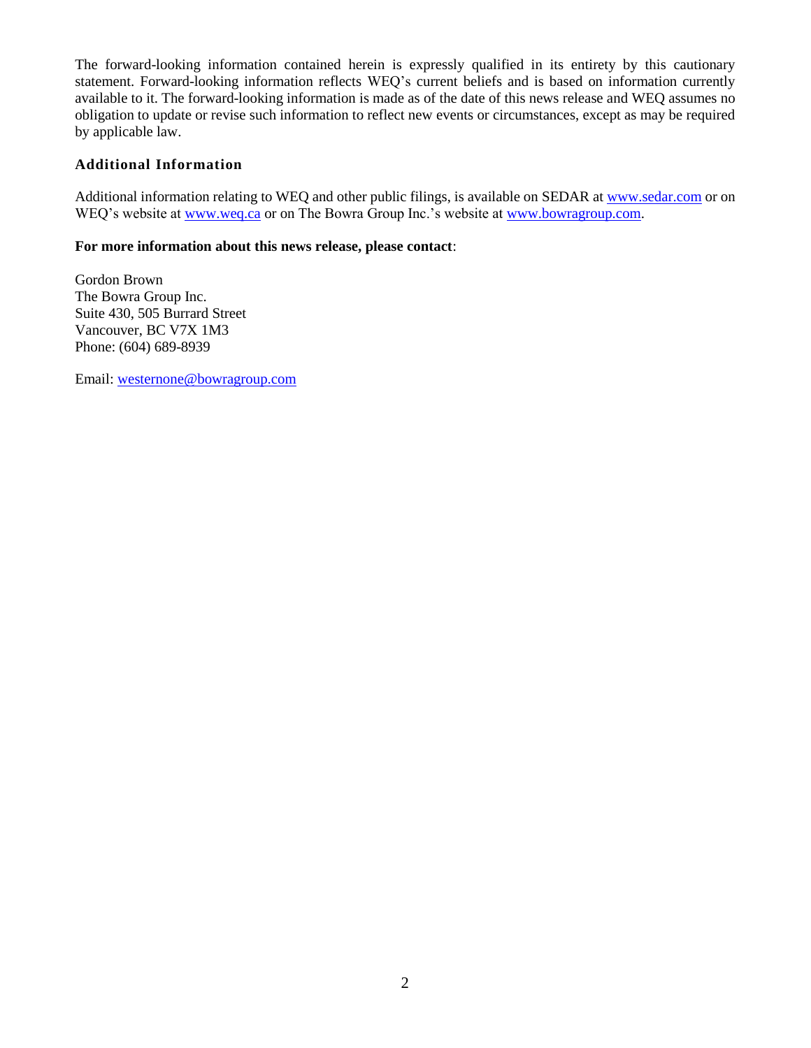The forward-looking information contained herein is expressly qualified in its entirety by this cautionary statement. Forward-looking information reflects WEQ's current beliefs and is based on information currently available to it. The forward-looking information is made as of the date of this news release and WEQ assumes no obligation to update or revise such information to reflect new events or circumstances, except as may be required by applicable law.

### Additional Information

Additional information relating to WEQ and other public filings, is available on SEDAR at www.sedar.com or on WEQ's website at www.weq.ca or on The Bowra Group Inc.'s website at www.bowragroup.com.

**For more information about this news release, please contact**:

Gordon Brown
The Bowra Group Inc.
Suite 430, 505 Burrard Street
Vancouver, BC V7X 1M3
Phone: (604) 689-8939

Email: westernone@bowragroup.com